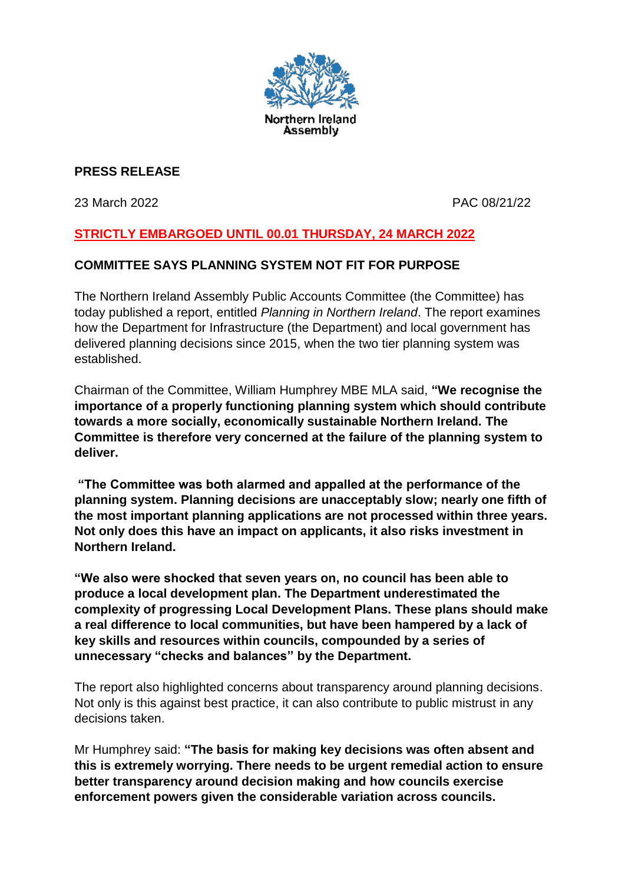Northern Ireland Assembly

**PRESS RELEASE**

23 March 2022 PAC 08/21/22

**STRICTLY EMBARGOED UNTIL 00.01 THURSDAY, 24 MARCH 2022**

**COMMITTEE SAYS PLANNING SYSTEM NOT FIT FOR PURPOSE**

The Northern Ireland Assembly Public Accounts Committee (the Committee) has today published a report, entitled *Planning in Northern Ireland*. The report examines how the Department for Infrastructure (the Department) and local government has delivered planning decisions since 2015, when the two tier planning system was established.

Chairman of the Committee, William Humphrey MBE MLA said, **"We recognise the importance of a properly functioning planning system which should contribute towards a more socially, economically sustainable Northern Ireland. The Committee is therefore very concerned at the failure of the planning system to deliver.**

**"The Committee was both alarmed and appalled at the performance of the planning system. Planning decisions are unacceptably slow; nearly one fifth of the most important planning applications are not processed within three years. Not only does this have an impact on applicants, it also risks investment in Northern Ireland.**

**"We also were shocked that seven years on, no council has been able to produce a local development plan. The Department underestimated the complexity of progressing Local Development Plans. These plans should make a real difference to local communities, but have been hampered by a lack of key skills and resources within councils, compounded by a series of unnecessary "checks and balances" by the Department.**

The report also highlighted concerns about transparency around planning decisions. Not only is this against best practice, it can also contribute to public mistrust in any decisions taken.

Mr Humphrey said: **"The basis for making key decisions was often absent and this is extremely worrying. There needs to be urgent remedial action to ensure better transparency around decision making and how councils exercise enforcement powers given the considerable variation across councils.**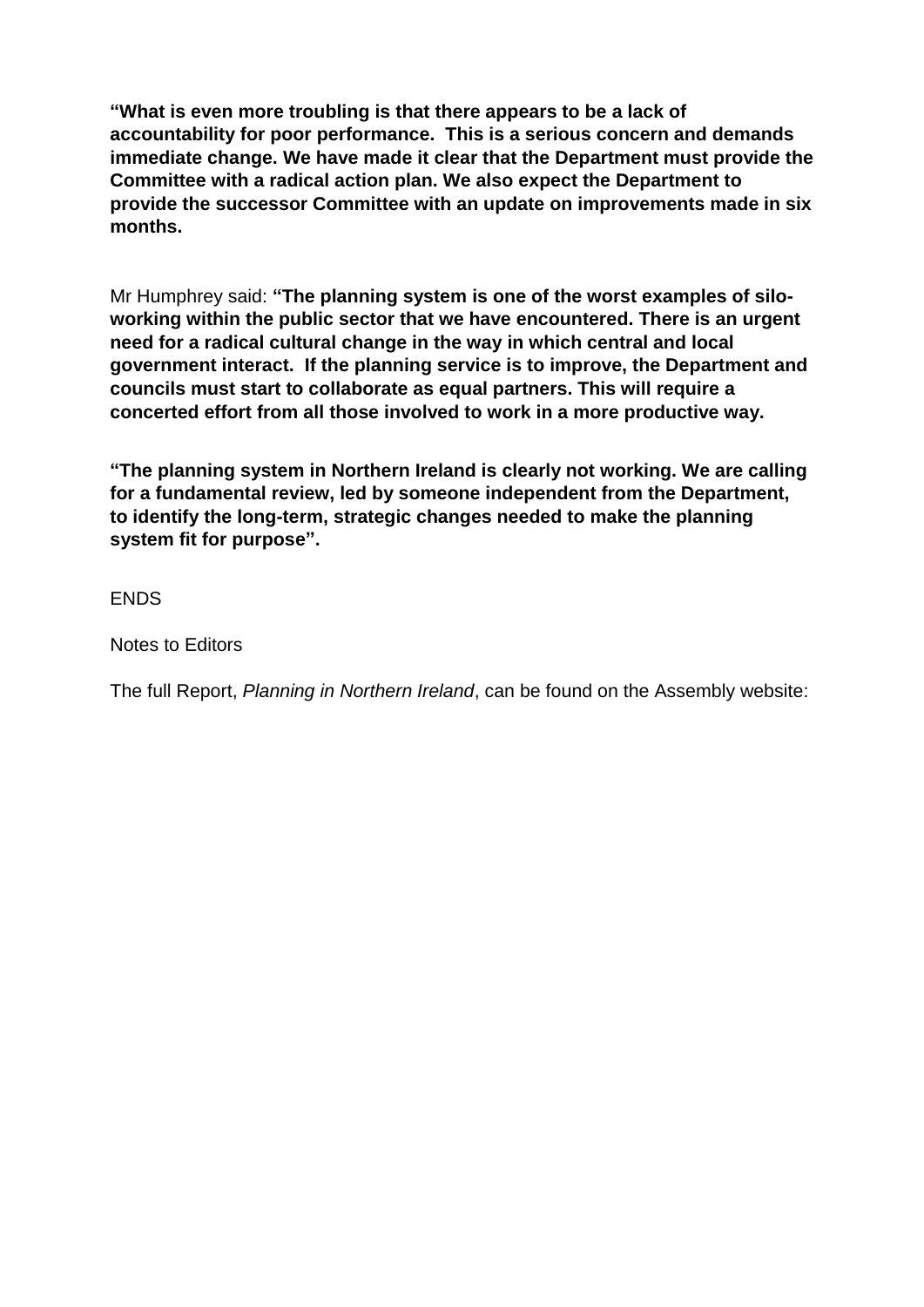**"What is even more troubling is that there appears to be a lack of accountability for poor performance. This is a serious concern and demands immediate change. We have made it clear that the Department must provide the Committee with a radical action plan. We also expect the Department to provide the successor Committee with an update on improvements made in six months.**

Mr Humphrey said: **"The planning system is one of the worst examples of silo-working within the public sector that we have encountered. There is an urgent need for a radical cultural change in the way in which central and local government interact. If the planning service is to improve, the Department and councils must start to collaborate as equal partners. This will require a concerted effort from all those involved to work in a more productive way.**

**"The planning system in Northern Ireland is clearly not working. We are calling for a fundamental review, led by someone independent from the Department, to identify the long-term, strategic changes needed to make the planning system fit for purpose".**

ENDS

Notes to Editors

The full Report, *Planning in Northern Ireland*, can be found on the Assembly website: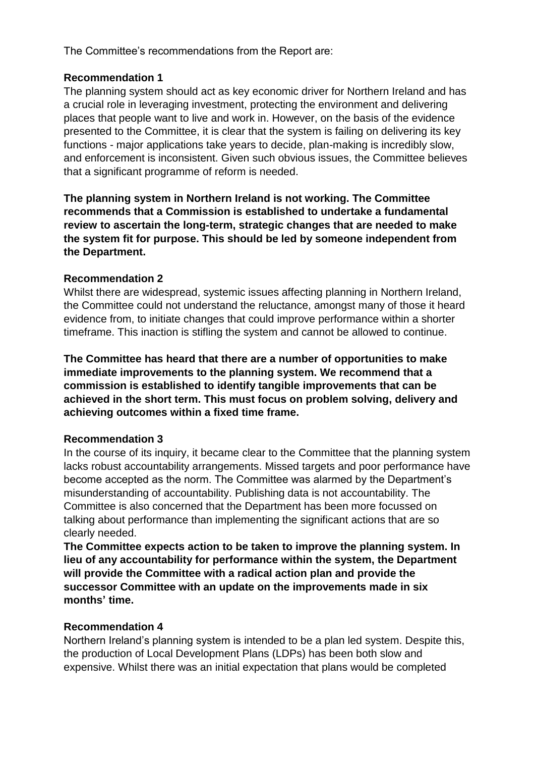The Committee's recommendations from the Report are:

**Recommendation 1**

The planning system should act as key economic driver for Northern Ireland and has a crucial role in leveraging investment, protecting the environment and delivering places that people want to live and work in. However, on the basis of the evidence presented to the Committee, it is clear that the system is failing on delivering its key functions - major applications take years to decide, plan-making is incredibly slow, and enforcement is inconsistent. Given such obvious issues, the Committee believes that a significant programme of reform is needed.

**The planning system in Northern Ireland is not working. The Committee recommends that a Commission is established to undertake a fundamental review to ascertain the long-term, strategic changes that are needed to make the system fit for purpose. This should be led by someone independent from the Department.**

**Recommendation 2**

Whilst there are widespread, systemic issues affecting planning in Northern Ireland, the Committee could not understand the reluctance, amongst many of those it heard evidence from, to initiate changes that could improve performance within a shorter timeframe. This inaction is stifling the system and cannot be allowed to continue.

**The Committee has heard that there are a number of opportunities to make immediate improvements to the planning system. We recommend that a commission is established to identify tangible improvements that can be achieved in the short term. This must focus on problem solving, delivery and achieving outcomes within a fixed time frame.**

**Recommendation 3**

In the course of its inquiry, it became clear to the Committee that the planning system lacks robust accountability arrangements. Missed targets and poor performance have become accepted as the norm. The Committee was alarmed by the Department's misunderstanding of accountability. Publishing data is not accountability. The Committee is also concerned that the Department has been more focussed on talking about performance than implementing the significant actions that are so clearly needed.

**The Committee expects action to be taken to improve the planning system. In lieu of any accountability for performance within the system, the Department will provide the Committee with a radical action plan and provide the successor Committee with an update on the improvements made in six months' time.**

**Recommendation 4**

Northern Ireland's planning system is intended to be a plan led system. Despite this, the production of Local Development Plans (LDPs) has been both slow and expensive. Whilst there was an initial expectation that plans would be completed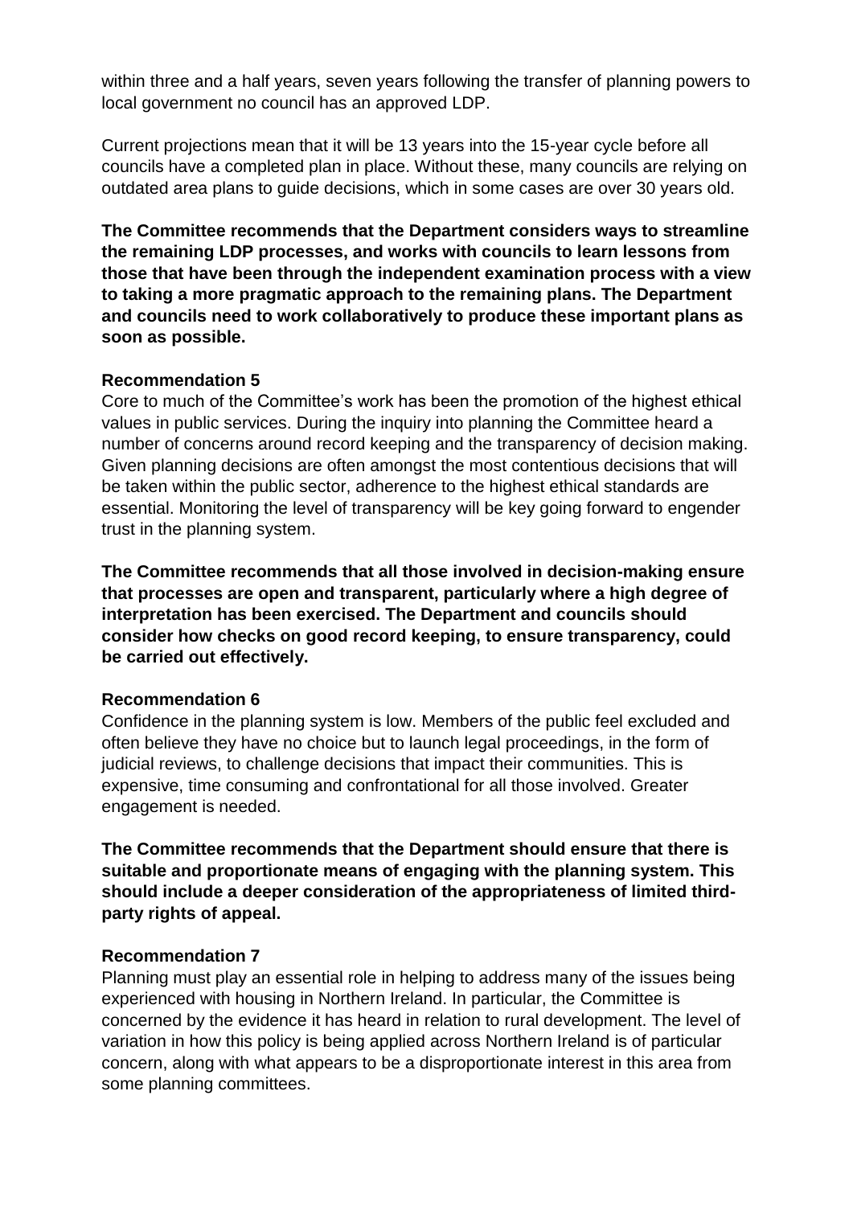within three and a half years, seven years following the transfer of planning powers to local government no council has an approved LDP.

Current projections mean that it will be 13 years into the 15-year cycle before all councils have a completed plan in place. Without these, many councils are relying on outdated area plans to guide decisions, which in some cases are over 30 years old.

**The Committee recommends that the Department considers ways to streamline the remaining LDP processes, and works with councils to learn lessons from those that have been through the independent examination process with a view to taking a more pragmatic approach to the remaining plans. The Department and councils need to work collaboratively to produce these important plans as soon as possible.**

**Recommendation 5**

Core to much of the Committee's work has been the promotion of the highest ethical values in public services. During the inquiry into planning the Committee heard a number of concerns around record keeping and the transparency of decision making. Given planning decisions are often amongst the most contentious decisions that will be taken within the public sector, adherence to the highest ethical standards are essential. Monitoring the level of transparency will be key going forward to engender trust in the planning system.

**The Committee recommends that all those involved in decision-making ensure that processes are open and transparent, particularly where a high degree of interpretation has been exercised. The Department and councils should consider how checks on good record keeping, to ensure transparency, could be carried out effectively.**

**Recommendation 6**

Confidence in the planning system is low. Members of the public feel excluded and often believe they have no choice but to launch legal proceedings, in the form of judicial reviews, to challenge decisions that impact their communities. This is expensive, time consuming and confrontational for all those involved. Greater engagement is needed.

**The Committee recommends that the Department should ensure that there is suitable and proportionate means of engaging with the planning system. This should include a deeper consideration of the appropriateness of limited third-party rights of appeal.**

**Recommendation 7**

Planning must play an essential role in helping to address many of the issues being experienced with housing in Northern Ireland. In particular, the Committee is concerned by the evidence it has heard in relation to rural development. The level of variation in how this policy is being applied across Northern Ireland is of particular concern, along with what appears to be a disproportionate interest in this area from some planning committees.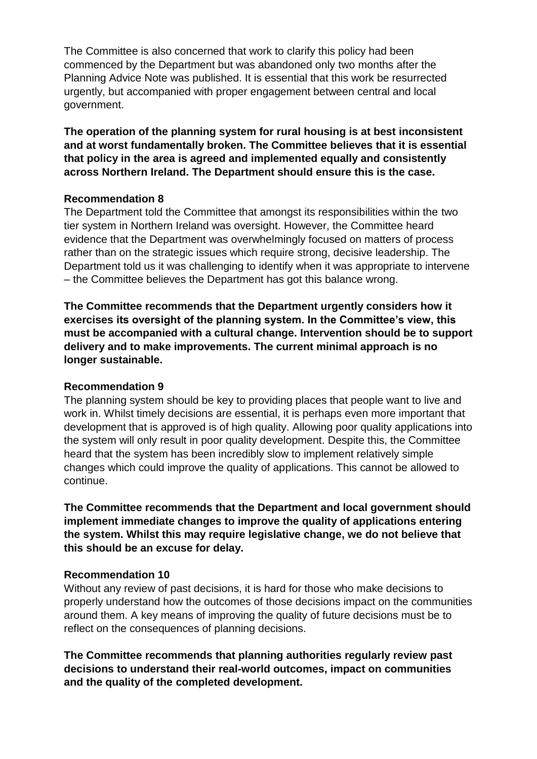The Committee is also concerned that work to clarify this policy had been commenced by the Department but was abandoned only two months after the Planning Advice Note was published. It is essential that this work be resurrected urgently, but accompanied with proper engagement between central and local government.

**The operation of the planning system for rural housing is at best inconsistent and at worst fundamentally broken. The Committee believes that it is essential that policy in the area is agreed and implemented equally and consistently across Northern Ireland. The Department should ensure this is the case.**

**Recommendation 8**

The Department told the Committee that amongst its responsibilities within the two tier system in Northern Ireland was oversight. However, the Committee heard evidence that the Department was overwhelmingly focused on matters of process rather than on the strategic issues which require strong, decisive leadership. The Department told us it was challenging to identify when it was appropriate to intervene – the Committee believes the Department has got this balance wrong.

**The Committee recommends that the Department urgently considers how it exercises its oversight of the planning system. In the Committee's view, this must be accompanied with a cultural change. Intervention should be to support delivery and to make improvements. The current minimal approach is no longer sustainable.**

**Recommendation 9**

The planning system should be key to providing places that people want to live and work in. Whilst timely decisions are essential, it is perhaps even more important that development that is approved is of high quality. Allowing poor quality applications into the system will only result in poor quality development. Despite this, the Committee heard that the system has been incredibly slow to implement relatively simple changes which could improve the quality of applications. This cannot be allowed to continue.

**The Committee recommends that the Department and local government should implement immediate changes to improve the quality of applications entering the system. Whilst this may require legislative change, we do not believe that this should be an excuse for delay.**

**Recommendation 10**

Without any review of past decisions, it is hard for those who make decisions to properly understand how the outcomes of those decisions impact on the communities around them. A key means of improving the quality of future decisions must be to reflect on the consequences of planning decisions.

**The Committee recommends that planning authorities regularly review past decisions to understand their real-world outcomes, impact on communities and the quality of the completed development.**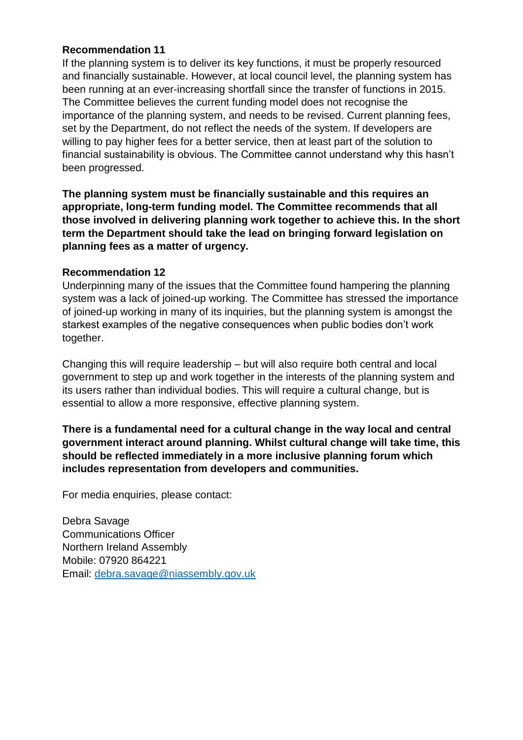**Recommendation 11**

If the planning system is to deliver its key functions, it must be properly resourced and financially sustainable. However, at local council level, the planning system has been running at an ever-increasing shortfall since the transfer of functions in 2015. The Committee believes the current funding model does not recognise the importance of the planning system, and needs to be revised. Current planning fees, set by the Department, do not reflect the needs of the system. If developers are willing to pay higher fees for a better service, then at least part of the solution to financial sustainability is obvious. The Committee cannot understand why this hasn't been progressed.

**The planning system must be financially sustainable and this requires an appropriate, long-term funding model. The Committee recommends that all those involved in delivering planning work together to achieve this. In the short term the Department should take the lead on bringing forward legislation on planning fees as a matter of urgency.**

**Recommendation 12**

Underpinning many of the issues that the Committee found hampering the planning system was a lack of joined-up working. The Committee has stressed the importance of joined-up working in many of its inquiries, but the planning system is amongst the starkest examples of the negative consequences when public bodies don't work together.

Changing this will require leadership – but will also require both central and local government to step up and work together in the interests of the planning system and its users rather than individual bodies. This will require a cultural change, but is essential to allow a more responsive, effective planning system.

**There is a fundamental need for a cultural change in the way local and central government interact around planning. Whilst cultural change will take time, this should be reflected immediately in a more inclusive planning forum which includes representation from developers and communities.**

For media enquiries, please contact:

Debra Savage
Communications Officer
Northern Ireland Assembly
Mobile: 07920 864221
Email: debra.savage@niassembly.gov.uk